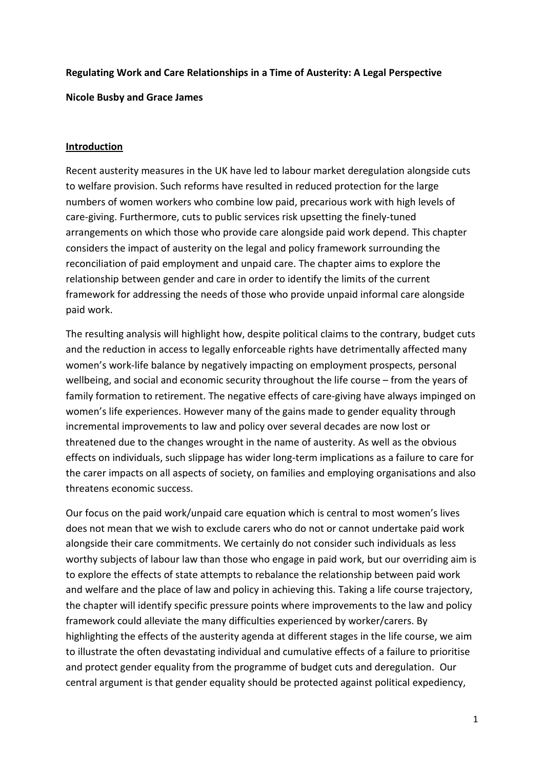**Regulating Work and Care Relationships in a Time of Austerity: A Legal Perspective**

**Nicole Busby and Grace James**

## Introduction

Recent austerity measures in the UK have led to labour market deregulation alongside cuts to welfare provision. Such reforms have resulted in reduced protection for the large numbers of women workers who combine low paid, precarious work with high levels of care-giving. Furthermore, cuts to public services risk upsetting the finely-tuned arrangements on which those who provide care alongside paid work depend. This chapter considers the impact of austerity on the legal and policy framework surrounding the reconciliation of paid employment and unpaid care. The chapter aims to explore the relationship between gender and care in order to identify the limits of the current framework for addressing the needs of those who provide unpaid informal care alongside paid work.

The resulting analysis will highlight how, despite political claims to the contrary, budget cuts and the reduction in access to legally enforceable rights have detrimentally affected many women's work-life balance by negatively impacting on employment prospects, personal wellbeing, and social and economic security throughout the life course – from the years of family formation to retirement. The negative effects of care-giving have always impinged on women's life experiences. However many of the gains made to gender equality through incremental improvements to law and policy over several decades are now lost or threatened due to the changes wrought in the name of austerity. As well as the obvious effects on individuals, such slippage has wider long-term implications as a failure to care for the carer impacts on all aspects of society, on families and employing organisations and also threatens economic success.

Our focus on the paid work/unpaid care equation which is central to most women's lives does not mean that we wish to exclude carers who do not or cannot undertake paid work alongside their care commitments. We certainly do not consider such individuals as less worthy subjects of labour law than those who engage in paid work, but our overriding aim is to explore the effects of state attempts to rebalance the relationship between paid work and welfare and the place of law and policy in achieving this. Taking a life course trajectory, the chapter will identify specific pressure points where improvements to the law and policy framework could alleviate the many difficulties experienced by worker/carers. By highlighting the effects of the austerity agenda at different stages in the life course, we aim to illustrate the often devastating individual and cumulative effects of a failure to prioritise and protect gender equality from the programme of budget cuts and deregulation. Our central argument is that gender equality should be protected against political expediency,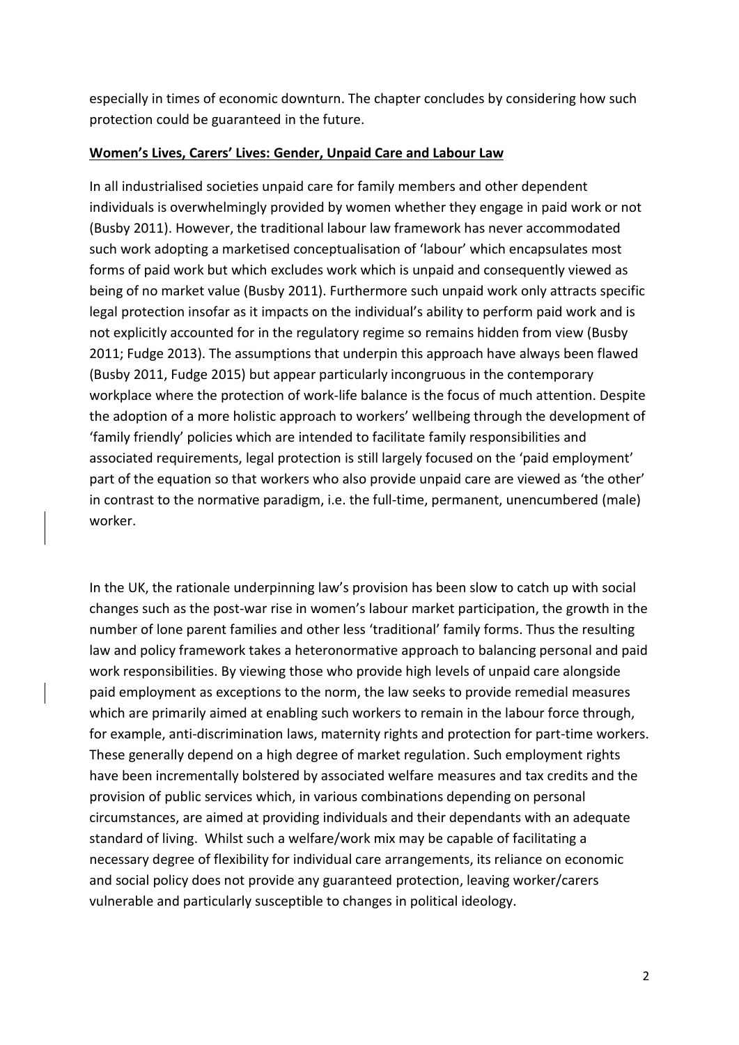especially in times of economic downturn. The chapter concludes by considering how such protection could be guaranteed in the future.

## Women's Lives, Carers' Lives: Gender, Unpaid Care and Labour Law

In all industrialised societies unpaid care for family members and other dependent individuals is overwhelmingly provided by women whether they engage in paid work or not (Busby 2011). However, the traditional labour law framework has never accommodated such work adopting a marketised conceptualisation of 'labour' which encapsulates most forms of paid work but which excludes work which is unpaid and consequently viewed as being of no market value (Busby 2011). Furthermore such unpaid work only attracts specific legal protection insofar as it impacts on the individual's ability to perform paid work and is not explicitly accounted for in the regulatory regime so remains hidden from view (Busby 2011; Fudge 2013). The assumptions that underpin this approach have always been flawed (Busby 2011, Fudge 2015) but appear particularly incongruous in the contemporary workplace where the protection of work-life balance is the focus of much attention. Despite the adoption of a more holistic approach to workers' wellbeing through the development of 'family friendly' policies which are intended to facilitate family responsibilities and associated requirements, legal protection is still largely focused on the 'paid employment' part of the equation so that workers who also provide unpaid care are viewed as 'the other' in contrast to the normative paradigm, i.e. the full-time, permanent, unencumbered (male) worker.

In the UK, the rationale underpinning law's provision has been slow to catch up with social changes such as the post-war rise in women's labour market participation, the growth in the number of lone parent families and other less 'traditional' family forms. Thus the resulting law and policy framework takes a heteronormative approach to balancing personal and paid work responsibilities. By viewing those who provide high levels of unpaid care alongside paid employment as exceptions to the norm, the law seeks to provide remedial measures which are primarily aimed at enabling such workers to remain in the labour force through, for example, anti-discrimination laws, maternity rights and protection for part-time workers. These generally depend on a high degree of market regulation. Such employment rights have been incrementally bolstered by associated welfare measures and tax credits and the provision of public services which, in various combinations depending on personal circumstances, are aimed at providing individuals and their dependants with an adequate standard of living. Whilst such a welfare/work mix may be capable of facilitating a necessary degree of flexibility for individual care arrangements, its reliance on economic and social policy does not provide any guaranteed protection, leaving worker/carers vulnerable and particularly susceptible to changes in political ideology.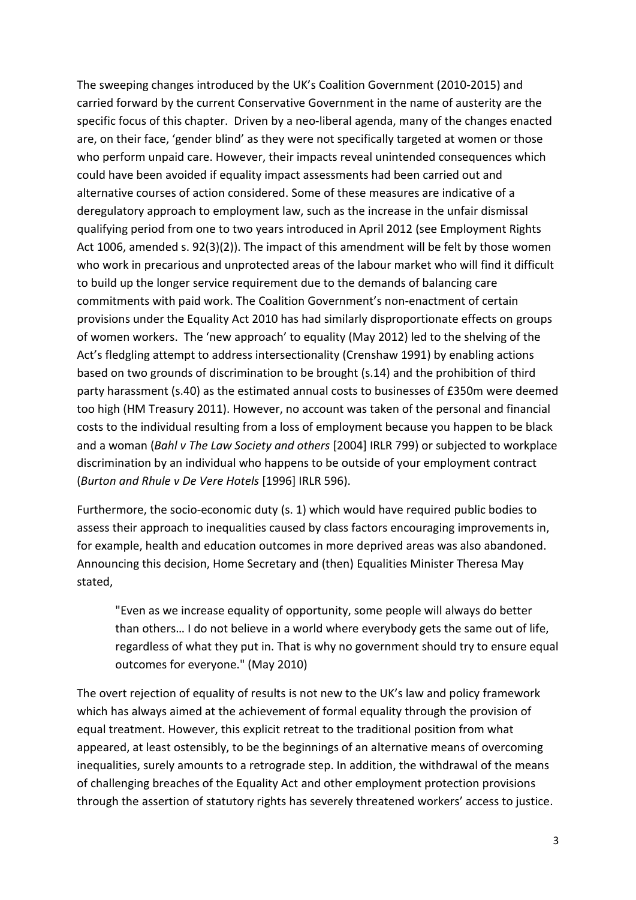The sweeping changes introduced by the UK's Coalition Government (2010-2015) and carried forward by the current Conservative Government in the name of austerity are the specific focus of this chapter. Driven by a neo-liberal agenda, many of the changes enacted are, on their face, 'gender blind' as they were not specifically targeted at women or those who perform unpaid care. However, their impacts reveal unintended consequences which could have been avoided if equality impact assessments had been carried out and alternative courses of action considered. Some of these measures are indicative of a deregulatory approach to employment law, such as the increase in the unfair dismissal qualifying period from one to two years introduced in April 2012 (see Employment Rights Act 1006, amended s. 92(3)(2)). The impact of this amendment will be felt by those women who work in precarious and unprotected areas of the labour market who will find it difficult to build up the longer service requirement due to the demands of balancing care commitments with paid work. The Coalition Government's non-enactment of certain provisions under the Equality Act 2010 has had similarly disproportionate effects on groups of women workers. The 'new approach' to equality (May 2012) led to the shelving of the Act's fledgling attempt to address intersectionality (Crenshaw 1991) by enabling actions based on two grounds of discrimination to be brought (s.14) and the prohibition of third party harassment (s.40) as the estimated annual costs to businesses of £350m were deemed too high (HM Treasury 2011). However, no account was taken of the personal and financial costs to the individual resulting from a loss of employment because you happen to be black and a woman (*Bahl v The Law Society and others* [2004] IRLR 799) or subjected to workplace discrimination by an individual who happens to be outside of your employment contract (*Burton and Rhule v De Vere Hotels* [1996] IRLR 596).

Furthermore, the socio-economic duty (s. 1) which would have required public bodies to assess their approach to inequalities caused by class factors encouraging improvements in, for example, health and education outcomes in more deprived areas was also abandoned. Announcing this decision, Home Secretary and (then) Equalities Minister Theresa May stated,

> "Even as we increase equality of opportunity, some people will always do better than others… I do not believe in a world where everybody gets the same out of life, regardless of what they put in. That is why no government should try to ensure equal outcomes for everyone." (May 2010)

The overt rejection of equality of results is not new to the UK's law and policy framework which has always aimed at the achievement of formal equality through the provision of equal treatment. However, this explicit retreat to the traditional position from what appeared, at least ostensibly, to be the beginnings of an alternative means of overcoming inequalities, surely amounts to a retrograde step. In addition, the withdrawal of the means of challenging breaches of the Equality Act and other employment protection provisions through the assertion of statutory rights has severely threatened workers' access to justice.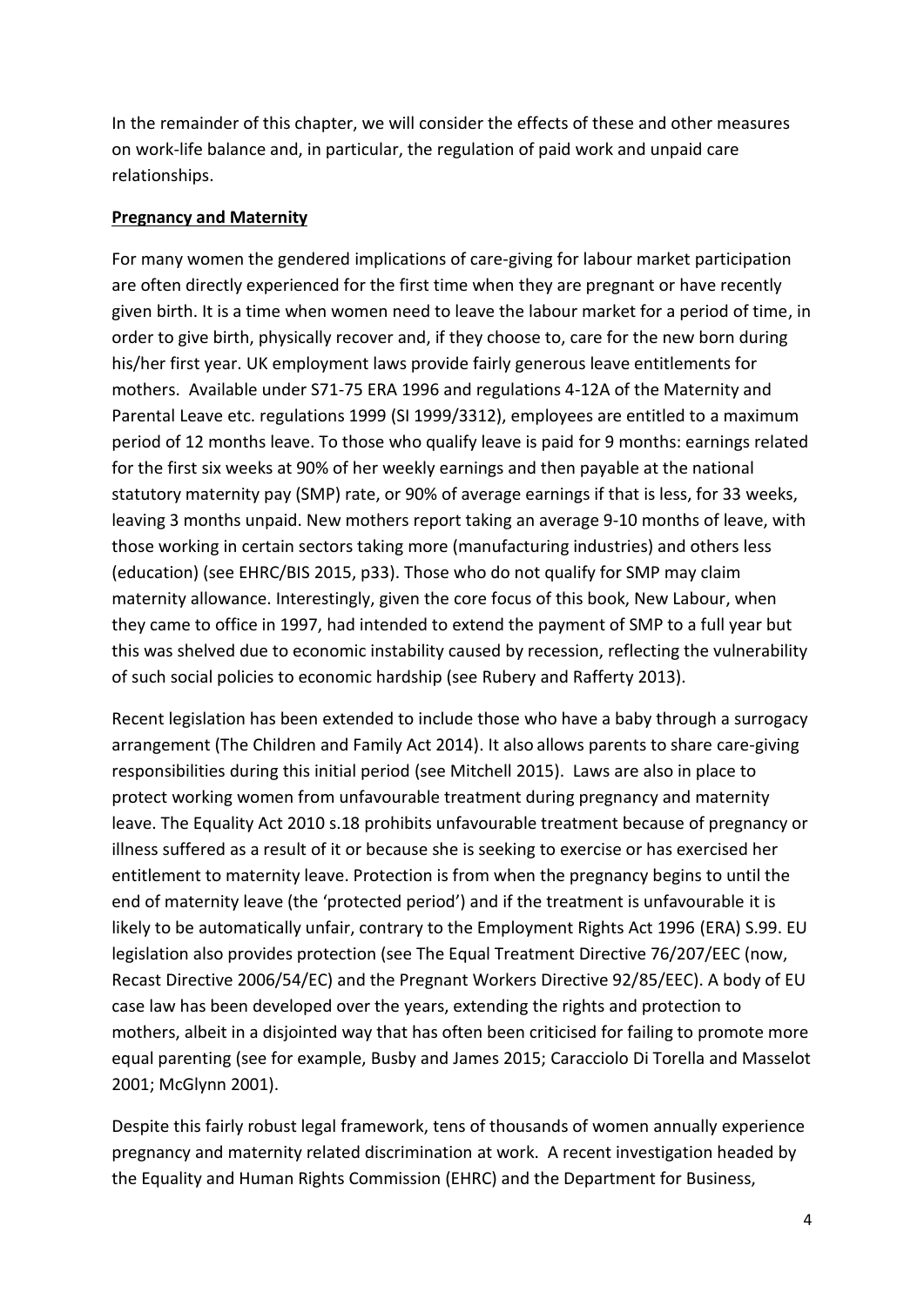In the remainder of this chapter, we will consider the effects of these and other measures on work-life balance and, in particular, the regulation of paid work and unpaid care relationships.

## **Pregnancy and Maternity**

For many women the gendered implications of care-giving for labour market participation are often directly experienced for the first time when they are pregnant or have recently given birth. It is a time when women need to leave the labour market for a period of time, in order to give birth, physically recover and, if they choose to, care for the new born during his/her first year. UK employment laws provide fairly generous leave entitlements for mothers. Available under S71-75 ERA 1996 and regulations 4-12A of the Maternity and Parental Leave etc. regulations 1999 (SI 1999/3312), employees are entitled to a maximum period of 12 months leave. To those who qualify leave is paid for 9 months: earnings related for the first six weeks at 90% of her weekly earnings and then payable at the national statutory maternity pay (SMP) rate, or 90% of average earnings if that is less, for 33 weeks, leaving 3 months unpaid. New mothers report taking an average 9-10 months of leave, with those working in certain sectors taking more (manufacturing industries) and others less (education) (see EHRC/BIS 2015, p33). Those who do not qualify for SMP may claim maternity allowance. Interestingly, given the core focus of this book, New Labour, when they came to office in 1997, had intended to extend the payment of SMP to a full year but this was shelved due to economic instability caused by recession, reflecting the vulnerability of such social policies to economic hardship (see Rubery and Rafferty 2013).

Recent legislation has been extended to include those who have a baby through a surrogacy arrangement (The Children and Family Act 2014). It also allows parents to share care-giving responsibilities during this initial period (see Mitchell 2015). Laws are also in place to protect working women from unfavourable treatment during pregnancy and maternity leave. The Equality Act 2010 s.18 prohibits unfavourable treatment because of pregnancy or illness suffered as a result of it or because she is seeking to exercise or has exercised her entitlement to maternity leave. Protection is from when the pregnancy begins to until the end of maternity leave (the 'protected period') and if the treatment is unfavourable it is likely to be automatically unfair, contrary to the Employment Rights Act 1996 (ERA) S.99. EU legislation also provides protection (see The Equal Treatment Directive 76/207/EEC (now, Recast Directive 2006/54/EC) and the Pregnant Workers Directive 92/85/EEC). A body of EU case law has been developed over the years, extending the rights and protection to mothers, albeit in a disjointed way that has often been criticised for failing to promote more equal parenting (see for example, Busby and James 2015; Caracciolo Di Torella and Masselot 2001; McGlynn 2001).

Despite this fairly robust legal framework, tens of thousands of women annually experience pregnancy and maternity related discrimination at work. A recent investigation headed by the Equality and Human Rights Commission (EHRC) and the Department for Business,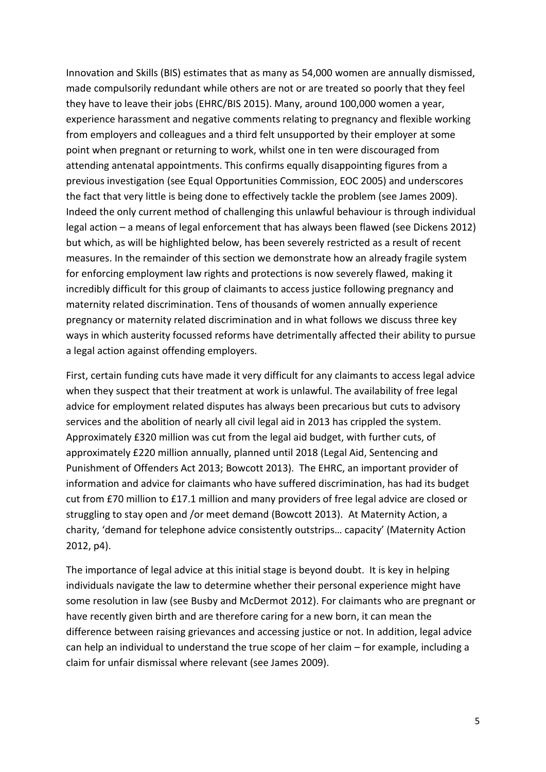Innovation and Skills (BIS) estimates that as many as 54,000 women are annually dismissed, made compulsorily redundant while others are not or are treated so poorly that they feel they have to leave their jobs (EHRC/BIS 2015). Many, around 100,000 women a year, experience harassment and negative comments relating to pregnancy and flexible working from employers and colleagues and a third felt unsupported by their employer at some point when pregnant or returning to work, whilst one in ten were discouraged from attending antenatal appointments. This confirms equally disappointing figures from a previous investigation (see Equal Opportunities Commission, EOC 2005) and underscores the fact that very little is being done to effectively tackle the problem (see James 2009). Indeed the only current method of challenging this unlawful behaviour is through individual legal action – a means of legal enforcement that has always been flawed (see Dickens 2012) but which, as will be highlighted below, has been severely restricted as a result of recent measures. In the remainder of this section we demonstrate how an already fragile system for enforcing employment law rights and protections is now severely flawed, making it incredibly difficult for this group of claimants to access justice following pregnancy and maternity related discrimination. Tens of thousands of women annually experience pregnancy or maternity related discrimination and in what follows we discuss three key ways in which austerity focussed reforms have detrimentally affected their ability to pursue a legal action against offending employers.

First, certain funding cuts have made it very difficult for any claimants to access legal advice when they suspect that their treatment at work is unlawful. The availability of free legal advice for employment related disputes has always been precarious but cuts to advisory services and the abolition of nearly all civil legal aid in 2013 has crippled the system. Approximately £320 million was cut from the legal aid budget, with further cuts, of approximately £220 million annually, planned until 2018 (Legal Aid, Sentencing and Punishment of Offenders Act 2013; Bowcott 2013). The EHRC, an important provider of information and advice for claimants who have suffered discrimination, has had its budget cut from £70 million to £17.1 million and many providers of free legal advice are closed or struggling to stay open and /or meet demand (Bowcott 2013). At Maternity Action, a charity, 'demand for telephone advice consistently outstrips… capacity' (Maternity Action 2012, p4).

The importance of legal advice at this initial stage is beyond doubt. It is key in helping individuals navigate the law to determine whether their personal experience might have some resolution in law (see Busby and McDermot 2012). For claimants who are pregnant or have recently given birth and are therefore caring for a new born, it can mean the difference between raising grievances and accessing justice or not. In addition, legal advice can help an individual to understand the true scope of her claim – for example, including a claim for unfair dismissal where relevant (see James 2009).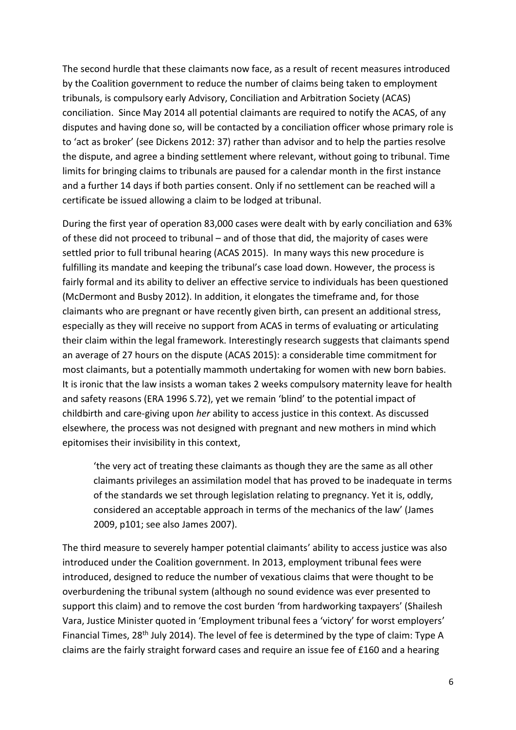The second hurdle that these claimants now face, as a result of recent measures introduced by the Coalition government to reduce the number of claims being taken to employment tribunals, is compulsory early Advisory, Conciliation and Arbitration Society (ACAS) conciliation. Since May 2014 all potential claimants are required to notify the ACAS, of any disputes and having done so, will be contacted by a conciliation officer whose primary role is to 'act as broker' (see Dickens 2012: 37) rather than advisor and to help the parties resolve the dispute, and agree a binding settlement where relevant, without going to tribunal. Time limits for bringing claims to tribunals are paused for a calendar month in the first instance and a further 14 days if both parties consent. Only if no settlement can be reached will a certificate be issued allowing a claim to be lodged at tribunal.

During the first year of operation 83,000 cases were dealt with by early conciliation and 63% of these did not proceed to tribunal – and of those that did, the majority of cases were settled prior to full tribunal hearing (ACAS 2015). In many ways this new procedure is fulfilling its mandate and keeping the tribunal's case load down. However, the process is fairly formal and its ability to deliver an effective service to individuals has been questioned (McDermont and Busby 2012). In addition, it elongates the timeframe and, for those claimants who are pregnant or have recently given birth, can present an additional stress, especially as they will receive no support from ACAS in terms of evaluating or articulating their claim within the legal framework. Interestingly research suggests that claimants spend an average of 27 hours on the dispute (ACAS 2015): a considerable time commitment for most claimants, but a potentially mammoth undertaking for women with new born babies. It is ironic that the law insists a woman takes 2 weeks compulsory maternity leave for health and safety reasons (ERA 1996 S.72), yet we remain 'blind' to the potential impact of childbirth and care-giving upon *her* ability to access justice in this context. As discussed elsewhere, the process was not designed with pregnant and new mothers in mind which epitomises their invisibility in this context,

> 'the very act of treating these claimants as though they are the same as all other claimants privileges an assimilation model that has proved to be inadequate in terms of the standards we set through legislation relating to pregnancy. Yet it is, oddly, considered an acceptable approach in terms of the mechanics of the law' (James 2009, p101; see also James 2007).

The third measure to severely hamper potential claimants' ability to access justice was also introduced under the Coalition government. In 2013, employment tribunal fees were introduced, designed to reduce the number of vexatious claims that were thought to be overburdening the tribunal system (although no sound evidence was ever presented to support this claim) and to remove the cost burden 'from hardworking taxpayers' (Shailesh Vara, Justice Minister quoted in 'Employment tribunal fees a 'victory' for worst employers' Financial Times, 28th July 2014). The level of fee is determined by the type of claim: Type A claims are the fairly straight forward cases and require an issue fee of £160 and a hearing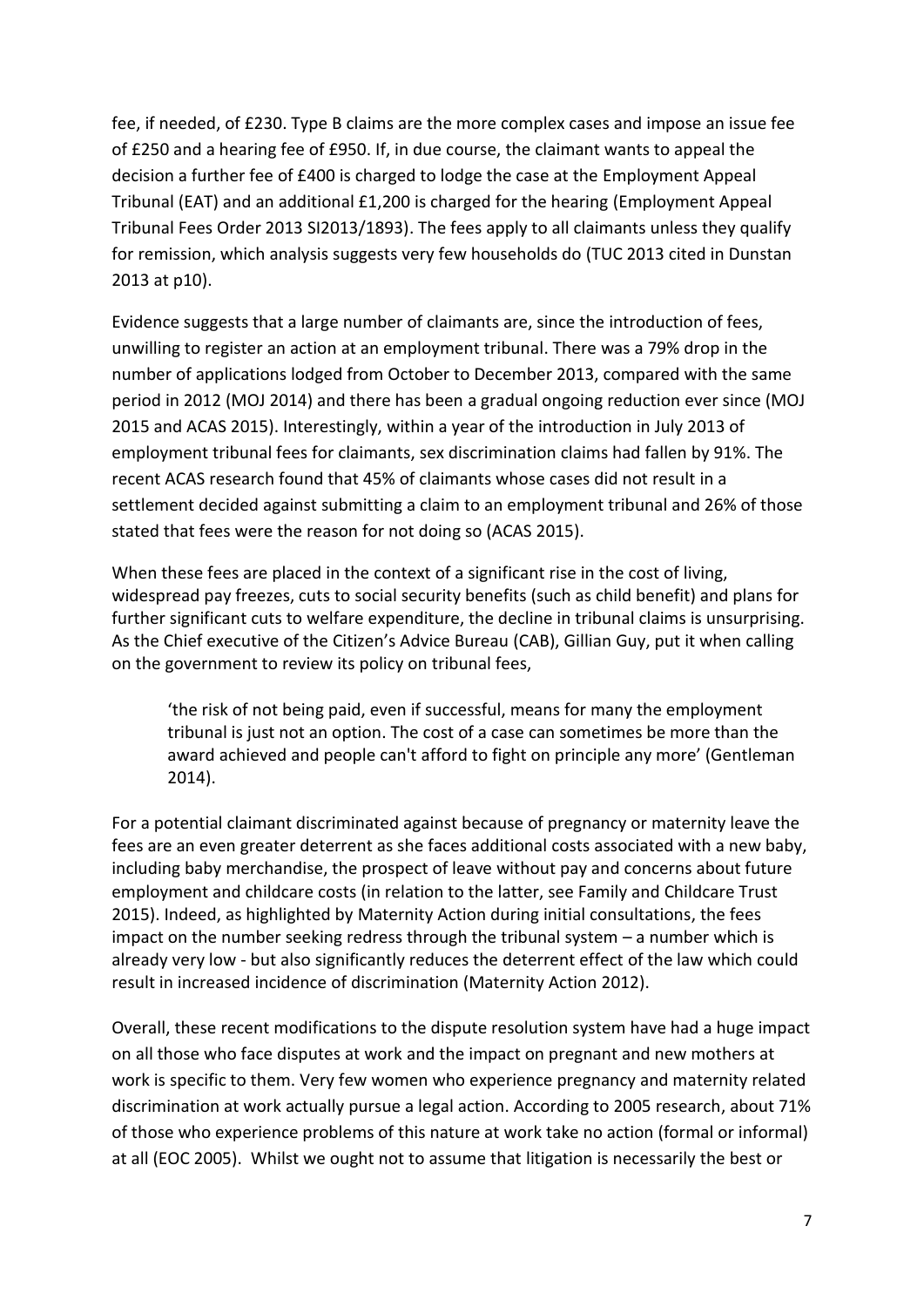fee, if needed, of £230. Type B claims are the more complex cases and impose an issue fee of £250 and a hearing fee of £950. If, in due course, the claimant wants to appeal the decision a further fee of £400 is charged to lodge the case at the Employment Appeal Tribunal (EAT) and an additional £1,200 is charged for the hearing (Employment Appeal Tribunal Fees Order 2013 SI2013/1893). The fees apply to all claimants unless they qualify for remission, which analysis suggests very few households do (TUC 2013 cited in Dunstan 2013 at p10).

Evidence suggests that a large number of claimants are, since the introduction of fees, unwilling to register an action at an employment tribunal. There was a 79% drop in the number of applications lodged from October to December 2013, compared with the same period in 2012 (MOJ 2014) and there has been a gradual ongoing reduction ever since (MOJ 2015 and ACAS 2015). Interestingly, within a year of the introduction in July 2013 of employment tribunal fees for claimants, sex discrimination claims had fallen by 91%. The recent ACAS research found that 45% of claimants whose cases did not result in a settlement decided against submitting a claim to an employment tribunal and 26% of those stated that fees were the reason for not doing so (ACAS 2015).

When these fees are placed in the context of a significant rise in the cost of living, widespread pay freezes, cuts to social security benefits (such as child benefit) and plans for further significant cuts to welfare expenditure, the decline in tribunal claims is unsurprising. As the Chief executive of the Citizen's Advice Bureau (CAB), Gillian Guy, put it when calling on the government to review its policy on tribunal fees,

> 'the risk of not being paid, even if successful, means for many the employment tribunal is just not an option. The cost of a case can sometimes be more than the award achieved and people can't afford to fight on principle any more' (Gentleman 2014).

For a potential claimant discriminated against because of pregnancy or maternity leave the fees are an even greater deterrent as she faces additional costs associated with a new baby, including baby merchandise, the prospect of leave without pay and concerns about future employment and childcare costs (in relation to the latter, see Family and Childcare Trust 2015). Indeed, as highlighted by Maternity Action during initial consultations, the fees impact on the number seeking redress through the tribunal system – a number which is already very low - but also significantly reduces the deterrent effect of the law which could result in increased incidence of discrimination (Maternity Action 2012).

Overall, these recent modifications to the dispute resolution system have had a huge impact on all those who face disputes at work and the impact on pregnant and new mothers at work is specific to them. Very few women who experience pregnancy and maternity related discrimination at work actually pursue a legal action. According to 2005 research, about 71% of those who experience problems of this nature at work take no action (formal or informal) at all (EOC 2005). Whilst we ought not to assume that litigation is necessarily the best or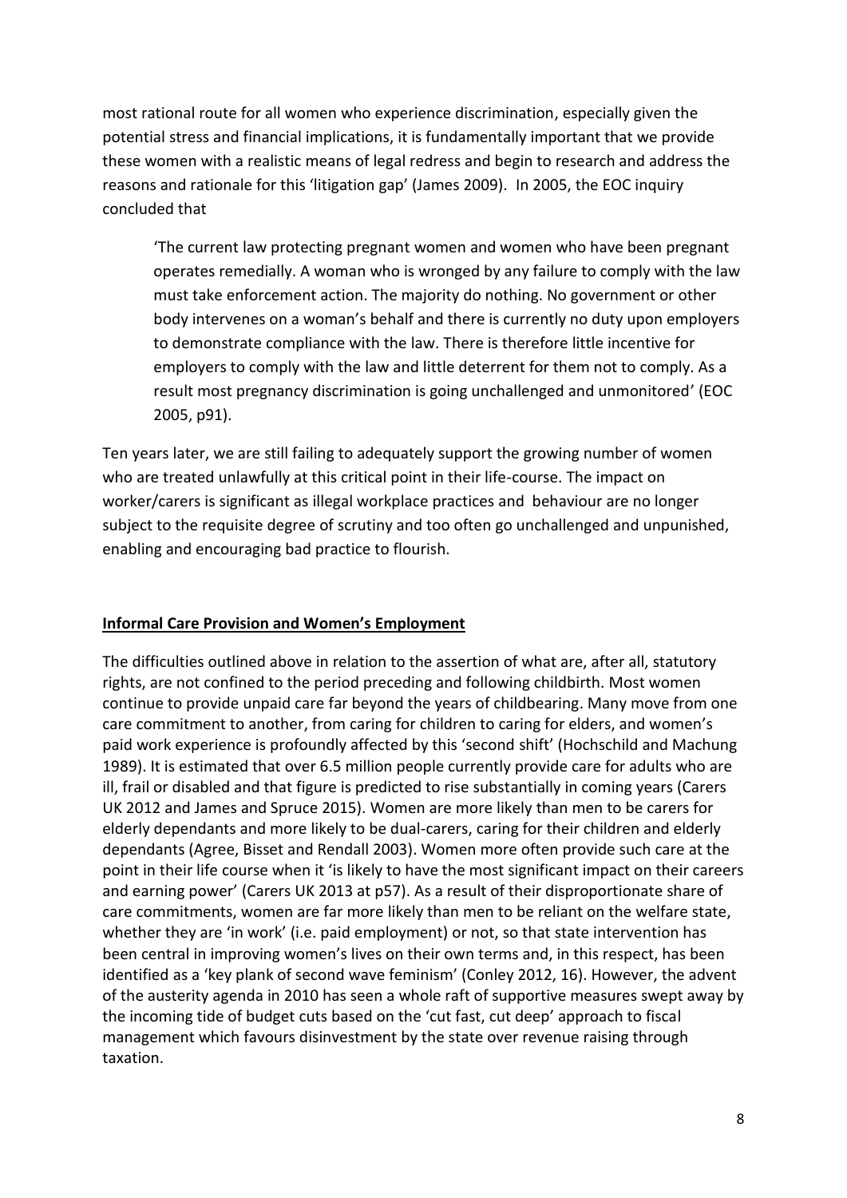most rational route for all women who experience discrimination, especially given the potential stress and financial implications, it is fundamentally important that we provide these women with a realistic means of legal redress and begin to research and address the reasons and rationale for this 'litigation gap' (James 2009). In 2005, the EOC inquiry concluded that

> 'The current law protecting pregnant women and women who have been pregnant operates remedially. A woman who is wronged by any failure to comply with the law must take enforcement action. The majority do nothing. No government or other body intervenes on a woman's behalf and there is currently no duty upon employers to demonstrate compliance with the law. There is therefore little incentive for employers to comply with the law and little deterrent for them not to comply. As a result most pregnancy discrimination is going unchallenged and unmonitored' (EOC 2005, p91).

Ten years later, we are still failing to adequately support the growing number of women who are treated unlawfully at this critical point in their life-course. The impact on worker/carers is significant as illegal workplace practices and behaviour are no longer subject to the requisite degree of scrutiny and too often go unchallenged and unpunished, enabling and encouraging bad practice to flourish.

## **Informal Care Provision and Women's Employment**

The difficulties outlined above in relation to the assertion of what are, after all, statutory rights, are not confined to the period preceding and following childbirth. Most women continue to provide unpaid care far beyond the years of childbearing. Many move from one care commitment to another, from caring for children to caring for elders, and women's paid work experience is profoundly affected by this 'second shift' (Hochschild and Machung 1989). It is estimated that over 6.5 million people currently provide care for adults who are ill, frail or disabled and that figure is predicted to rise substantially in coming years (Carers UK 2012 and James and Spruce 2015). Women are more likely than men to be carers for elderly dependants and more likely to be dual-carers, caring for their children and elderly dependants (Agree, Bisset and Rendall 2003). Women more often provide such care at the point in their life course when it 'is likely to have the most significant impact on their careers and earning power' (Carers UK 2013 at p57). As a result of their disproportionate share of care commitments, women are far more likely than men to be reliant on the welfare state, whether they are 'in work' (i.e. paid employment) or not, so that state intervention has been central in improving women's lives on their own terms and, in this respect, has been identified as a 'key plank of second wave feminism' (Conley 2012, 16). However, the advent of the austerity agenda in 2010 has seen a whole raft of supportive measures swept away by the incoming tide of budget cuts based on the 'cut fast, cut deep' approach to fiscal management which favours disinvestment by the state over revenue raising through taxation.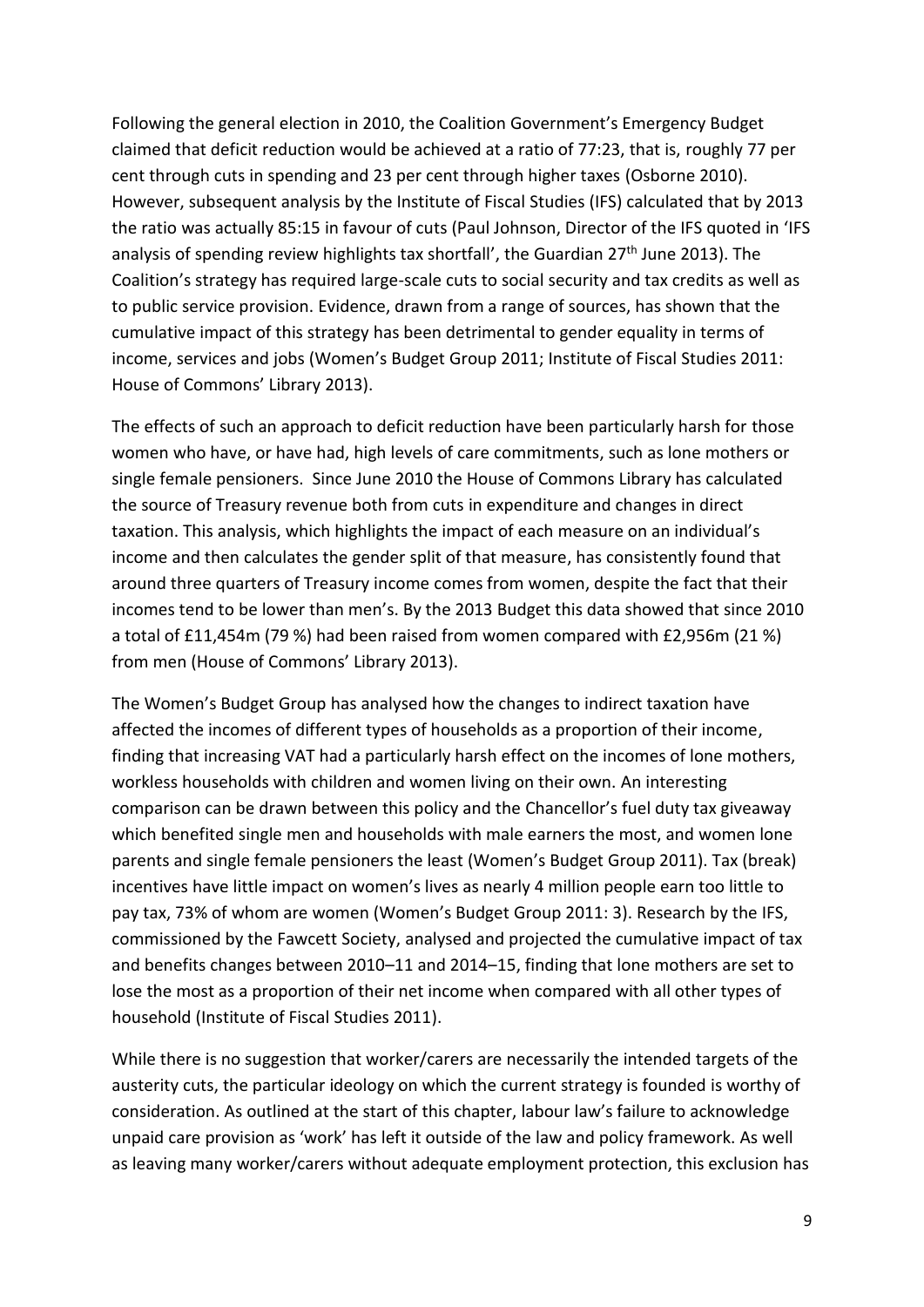Following the general election in 2010, the Coalition Government's Emergency Budget claimed that deficit reduction would be achieved at a ratio of 77:23, that is, roughly 77 per cent through cuts in spending and 23 per cent through higher taxes (Osborne 2010). However, subsequent analysis by the Institute of Fiscal Studies (IFS) calculated that by 2013 the ratio was actually 85:15 in favour of cuts (Paul Johnson, Director of the IFS quoted in 'IFS analysis of spending review highlights tax shortfall', the Guardian 27th June 2013). The Coalition's strategy has required large-scale cuts to social security and tax credits as well as to public service provision. Evidence, drawn from a range of sources, has shown that the cumulative impact of this strategy has been detrimental to gender equality in terms of income, services and jobs (Women's Budget Group 2011; Institute of Fiscal Studies 2011: House of Commons' Library 2013).

The effects of such an approach to deficit reduction have been particularly harsh for those women who have, or have had, high levels of care commitments, such as lone mothers or single female pensioners. Since June 2010 the House of Commons Library has calculated the source of Treasury revenue both from cuts in expenditure and changes in direct taxation. This analysis, which highlights the impact of each measure on an individual's income and then calculates the gender split of that measure, has consistently found that around three quarters of Treasury income comes from women, despite the fact that their incomes tend to be lower than men's. By the 2013 Budget this data showed that since 2010 a total of £11,454m (79 %) had been raised from women compared with £2,956m (21 %) from men (House of Commons' Library 2013).

The Women's Budget Group has analysed how the changes to indirect taxation have affected the incomes of different types of households as a proportion of their income, finding that increasing VAT had a particularly harsh effect on the incomes of lone mothers, workless households with children and women living on their own. An interesting comparison can be drawn between this policy and the Chancellor's fuel duty tax giveaway which benefited single men and households with male earners the most, and women lone parents and single female pensioners the least (Women's Budget Group 2011). Tax (break) incentives have little impact on women's lives as nearly 4 million people earn too little to pay tax, 73% of whom are women (Women's Budget Group 2011: 3). Research by the IFS, commissioned by the Fawcett Society, analysed and projected the cumulative impact of tax and benefits changes between 2010–11 and 2014–15, finding that lone mothers are set to lose the most as a proportion of their net income when compared with all other types of household (Institute of Fiscal Studies 2011).

While there is no suggestion that worker/carers are necessarily the intended targets of the austerity cuts, the particular ideology on which the current strategy is founded is worthy of consideration. As outlined at the start of this chapter, labour law's failure to acknowledge unpaid care provision as 'work' has left it outside of the law and policy framework. As well as leaving many worker/carers without adequate employment protection, this exclusion has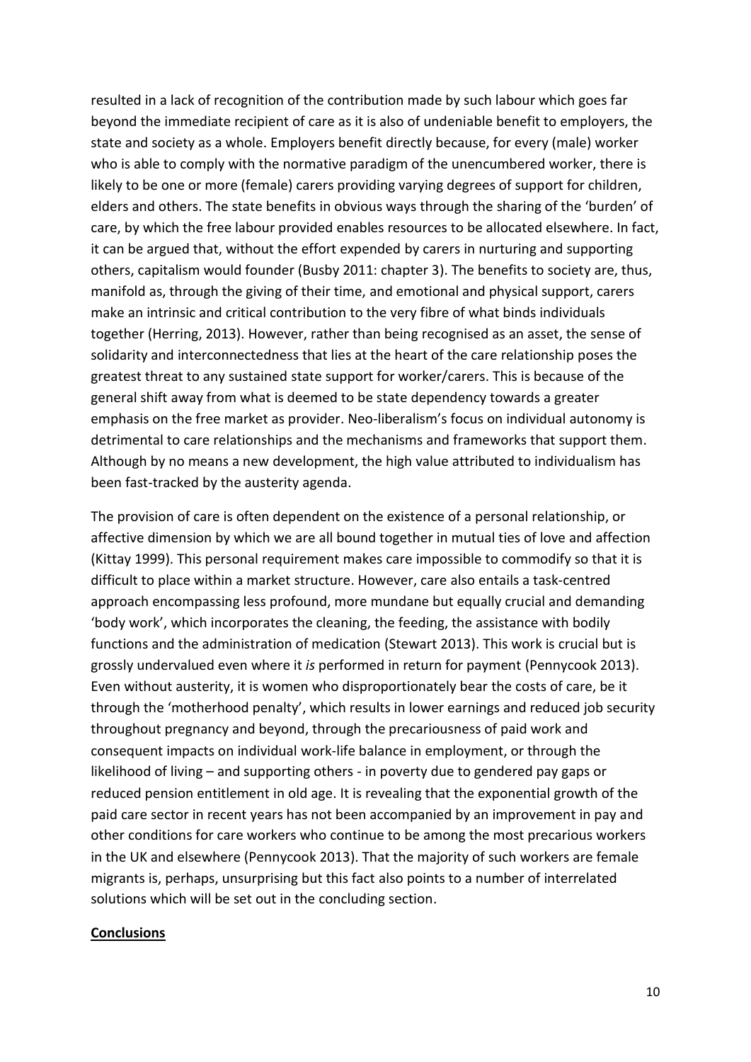resulted in a lack of recognition of the contribution made by such labour which goes far beyond the immediate recipient of care as it is also of undeniable benefit to employers, the state and society as a whole. Employers benefit directly because, for every (male) worker who is able to comply with the normative paradigm of the unencumbered worker, there is likely to be one or more (female) carers providing varying degrees of support for children, elders and others. The state benefits in obvious ways through the sharing of the 'burden' of care, by which the free labour provided enables resources to be allocated elsewhere. In fact, it can be argued that, without the effort expended by carers in nurturing and supporting others, capitalism would founder (Busby 2011: chapter 3). The benefits to society are, thus, manifold as, through the giving of their time, and emotional and physical support, carers make an intrinsic and critical contribution to the very fibre of what binds individuals together (Herring, 2013). However, rather than being recognised as an asset, the sense of solidarity and interconnectedness that lies at the heart of the care relationship poses the greatest threat to any sustained state support for worker/carers. This is because of the general shift away from what is deemed to be state dependency towards a greater emphasis on the free market as provider. Neo-liberalism's focus on individual autonomy is detrimental to care relationships and the mechanisms and frameworks that support them. Although by no means a new development, the high value attributed to individualism has been fast-tracked by the austerity agenda.

The provision of care is often dependent on the existence of a personal relationship, or affective dimension by which we are all bound together in mutual ties of love and affection (Kittay 1999). This personal requirement makes care impossible to commodify so that it is difficult to place within a market structure. However, care also entails a task-centred approach encompassing less profound, more mundane but equally crucial and demanding 'body work', which incorporates the cleaning, the feeding, the assistance with bodily functions and the administration of medication (Stewart 2013). This work is crucial but is grossly undervalued even where it *is* performed in return for payment (Pennycook 2013). Even without austerity, it is women who disproportionately bear the costs of care, be it through the 'motherhood penalty', which results in lower earnings and reduced job security throughout pregnancy and beyond, through the precariousness of paid work and consequent impacts on individual work-life balance in employment, or through the likelihood of living – and supporting others - in poverty due to gendered pay gaps or reduced pension entitlement in old age. It is revealing that the exponential growth of the paid care sector in recent years has not been accompanied by an improvement in pay and other conditions for care workers who continue to be among the most precarious workers in the UK and elsewhere (Pennycook 2013). That the majority of such workers are female migrants is, perhaps, unsurprising but this fact also points to a number of interrelated solutions which will be set out in the concluding section.

## Conclusions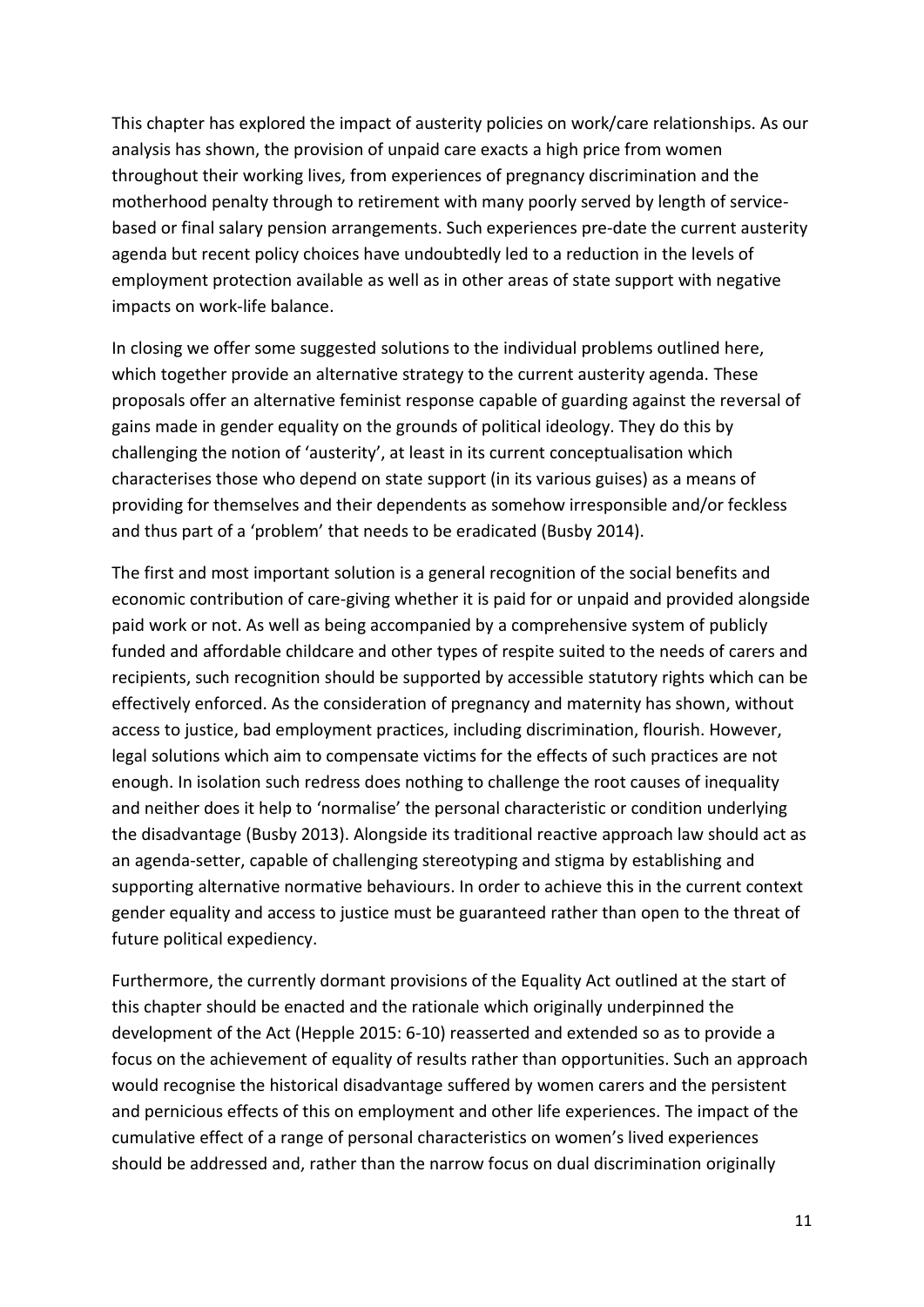This chapter has explored the impact of austerity policies on work/care relationships. As our analysis has shown, the provision of unpaid care exacts a high price from women throughout their working lives, from experiences of pregnancy discrimination and the motherhood penalty through to retirement with many poorly served by length of service-based or final salary pension arrangements. Such experiences pre-date the current austerity agenda but recent policy choices have undoubtedly led to a reduction in the levels of employment protection available as well as in other areas of state support with negative impacts on work-life balance.

In closing we offer some suggested solutions to the individual problems outlined here, which together provide an alternative strategy to the current austerity agenda. These proposals offer an alternative feminist response capable of guarding against the reversal of gains made in gender equality on the grounds of political ideology. They do this by challenging the notion of 'austerity', at least in its current conceptualisation which characterises those who depend on state support (in its various guises) as a means of providing for themselves and their dependents as somehow irresponsible and/or feckless and thus part of a 'problem' that needs to be eradicated (Busby 2014).

The first and most important solution is a general recognition of the social benefits and economic contribution of care-giving whether it is paid for or unpaid and provided alongside paid work or not. As well as being accompanied by a comprehensive system of publicly funded and affordable childcare and other types of respite suited to the needs of carers and recipients, such recognition should be supported by accessible statutory rights which can be effectively enforced. As the consideration of pregnancy and maternity has shown, without access to justice, bad employment practices, including discrimination, flourish. However, legal solutions which aim to compensate victims for the effects of such practices are not enough. In isolation such redress does nothing to challenge the root causes of inequality and neither does it help to 'normalise' the personal characteristic or condition underlying the disadvantage (Busby 2013). Alongside its traditional reactive approach law should act as an agenda-setter, capable of challenging stereotyping and stigma by establishing and supporting alternative normative behaviours. In order to achieve this in the current context gender equality and access to justice must be guaranteed rather than open to the threat of future political expediency.

Furthermore, the currently dormant provisions of the Equality Act outlined at the start of this chapter should be enacted and the rationale which originally underpinned the development of the Act (Hepple 2015: 6-10) reasserted and extended so as to provide a focus on the achievement of equality of results rather than opportunities. Such an approach would recognise the historical disadvantage suffered by women carers and the persistent and pernicious effects of this on employment and other life experiences. The impact of the cumulative effect of a range of personal characteristics on women's lived experiences should be addressed and, rather than the narrow focus on dual discrimination originally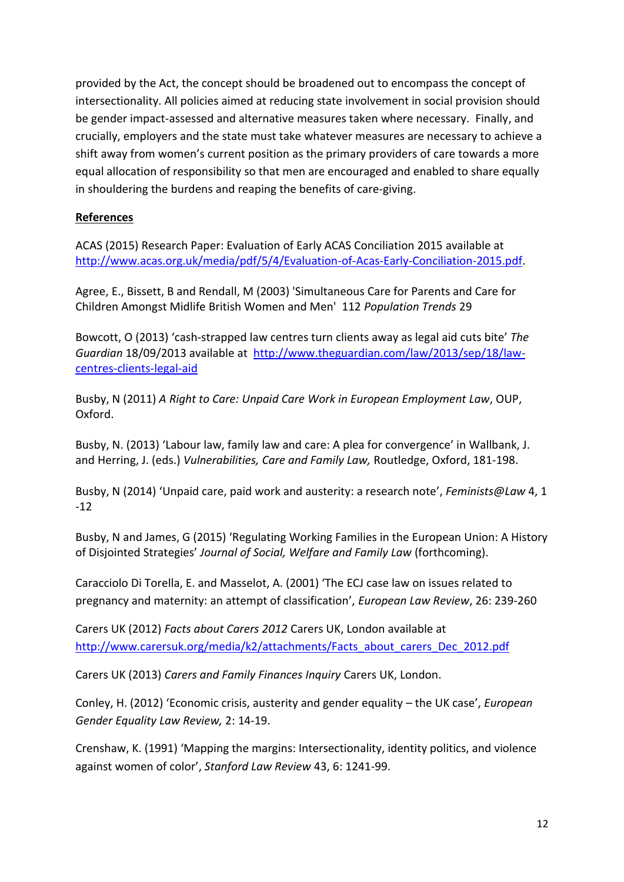provided by the Act, the concept should be broadened out to encompass the concept of intersectionality. All policies aimed at reducing state involvement in social provision should be gender impact-assessed and alternative measures taken where necessary. Finally, and crucially, employers and the state must take whatever measures are necessary to achieve a shift away from women's current position as the primary providers of care towards a more equal allocation of responsibility so that men are encouraged and enabled to share equally in shouldering the burdens and reaping the benefits of care-giving.

## References

ACAS (2015) Research Paper: Evaluation of Early ACAS Conciliation 2015 available at http://www.acas.org.uk/media/pdf/5/4/Evaluation-of-Acas-Early-Conciliation-2015.pdf.

Agree, E., Bissett, B and Rendall, M (2003) 'Simultaneous Care for Parents and Care for Children Amongst Midlife British Women and Men' 112 *Population Trends* 29

Bowcott, O (2013) 'cash-strapped law centres turn clients away as legal aid cuts bite' *The Guardian* 18/09/2013 available at http://www.theguardian.com/law/2013/sep/18/law-centres-clients-legal-aid

Busby, N (2011) *A Right to Care: Unpaid Care Work in European Employment Law*, OUP, Oxford.

Busby, N. (2013) 'Labour law, family law and care: A plea for convergence' in Wallbank, J. and Herring, J. (eds.) *Vulnerabilities, Care and Family Law,* Routledge, Oxford, 181-198.

Busby, N (2014) 'Unpaid care, paid work and austerity: a research note', *Feminists@Law* 4, 1 -12

Busby, N and James, G (2015) 'Regulating Working Families in the European Union: A History of Disjointed Strategies' *Journal of Social, Welfare and Family Law* (forthcoming).

Caracciolo Di Torella, E. and Masselot, A. (2001) 'The ECJ case law on issues related to pregnancy and maternity: an attempt of classification', *European Law Review*, 26: 239-260

Carers UK (2012) *Facts about Carers 2012* Carers UK, London available at http://www.carersuk.org/media/k2/attachments/Facts_about_carers_Dec_2012.pdf

Carers UK (2013) *Carers and Family Finances Inquiry* Carers UK, London.

Conley, H. (2012) 'Economic crisis, austerity and gender equality – the UK case', *European Gender Equality Law Review,* 2: 14-19.

Crenshaw, K. (1991) 'Mapping the margins: Intersectionality, identity politics, and violence against women of color', *Stanford Law Review* 43, 6: 1241-99.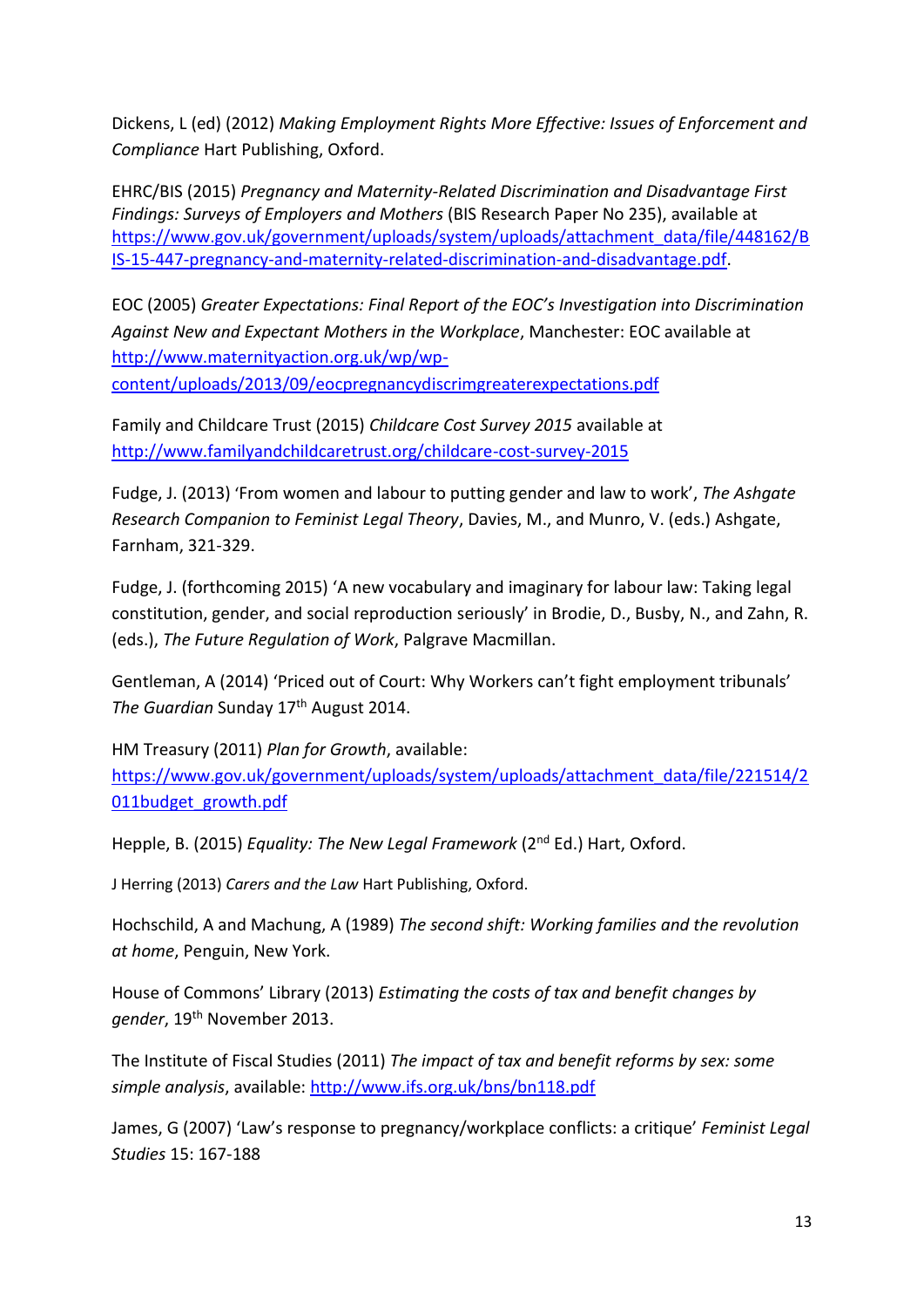Dickens, L (ed) (2012) *Making Employment Rights More Effective: Issues of Enforcement and Compliance* Hart Publishing, Oxford.

EHRC/BIS (2015) *Pregnancy and Maternity-Related Discrimination and Disadvantage First Findings: Surveys of Employers and Mothers* (BIS Research Paper No 235), available at https://www.gov.uk/government/uploads/system/uploads/attachment_data/file/448162/BIS-15-447-pregnancy-and-maternity-related-discrimination-and-disadvantage.pdf.

EOC (2005) *Greater Expectations: Final Report of the EOC's Investigation into Discrimination Against New and Expectant Mothers in the Workplace*, Manchester: EOC available at http://www.maternityaction.org.uk/wp/wp-content/uploads/2013/09/eocpregnancydiscrimgreaterexpectations.pdf

Family and Childcare Trust (2015) *Childcare Cost Survey 2015* available at http://www.familyandchildcaretrust.org/childcare-cost-survey-2015

Fudge, J. (2013) 'From women and labour to putting gender and law to work', *The Ashgate Research Companion to Feminist Legal Theory*, Davies, M., and Munro, V. (eds.) Ashgate, Farnham, 321-329.

Fudge, J. (forthcoming 2015) 'A new vocabulary and imaginary for labour law: Taking legal constitution, gender, and social reproduction seriously' in Brodie, D., Busby, N., and Zahn, R. (eds.), *The Future Regulation of Work*, Palgrave Macmillan.

Gentleman, A (2014) 'Priced out of Court: Why Workers can't fight employment tribunals' *The Guardian* Sunday 17th August 2014.

HM Treasury (2011) *Plan for Growth*, available: https://www.gov.uk/government/uploads/system/uploads/attachment_data/file/221514/2011budget_growth.pdf

Hepple, B. (2015) *Equality: The New Legal Framework* (2nd Ed.) Hart, Oxford.

J Herring (2013) *Carers and the Law* Hart Publishing, Oxford.

Hochschild, A and Machung, A (1989) *The second shift: Working families and the revolution at home*, Penguin, New York.

House of Commons' Library (2013) *Estimating the costs of tax and benefit changes by gender*, 19th November 2013.

The Institute of Fiscal Studies (2011) *The impact of tax and benefit reforms by sex: some simple analysis*, available: http://www.ifs.org.uk/bns/bn118.pdf

James, G (2007) 'Law's response to pregnancy/workplace conflicts: a critique' *Feminist Legal Studies* 15: 167-188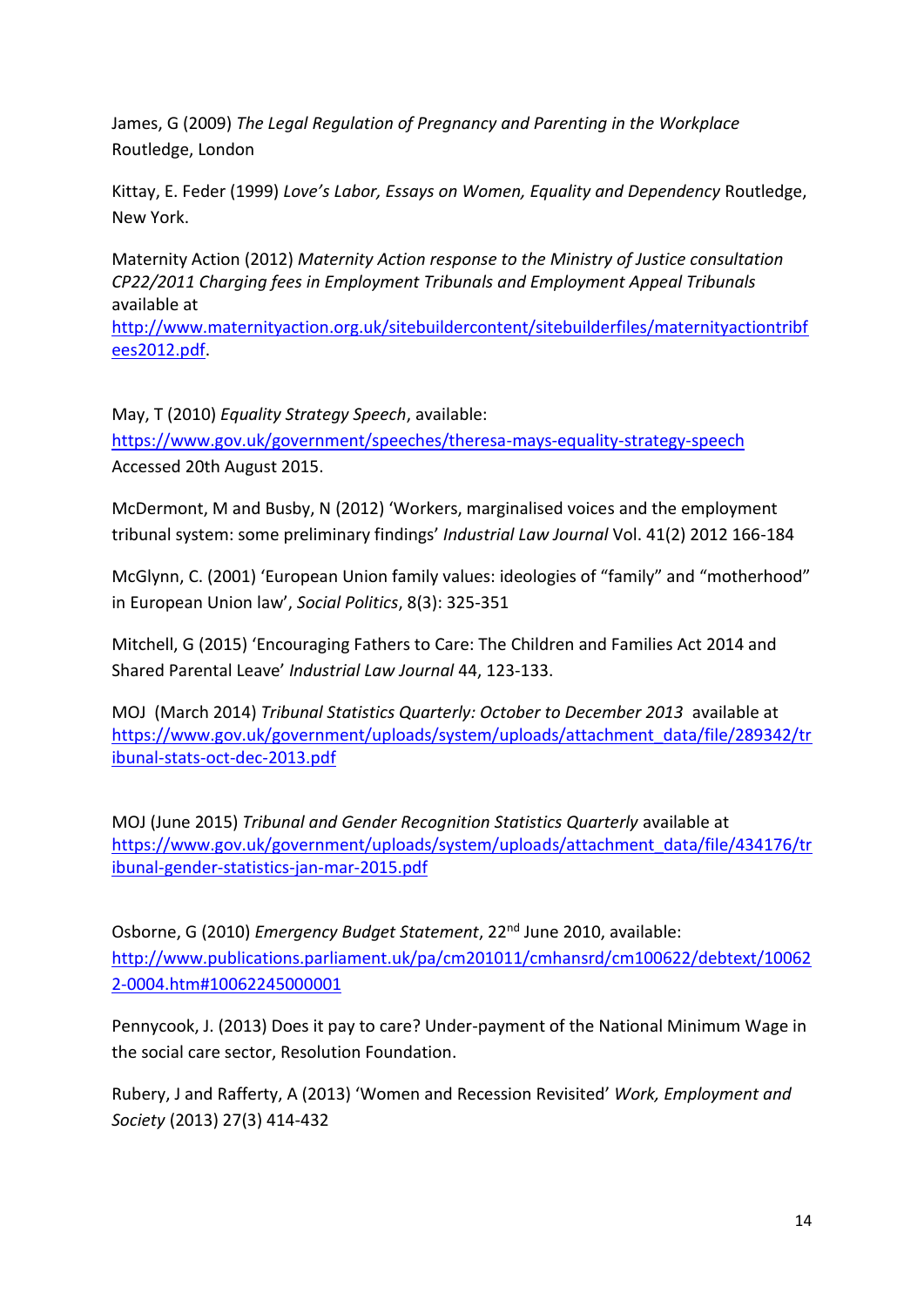James, G (2009) *The Legal Regulation of Pregnancy and Parenting in the Workplace* Routledge, London

Kittay, E. Feder (1999) *Love's Labor, Essays on Women, Equality and Dependency* Routledge, New York.

Maternity Action (2012) *Maternity Action response to the Ministry of Justice consultation CP22/2011 Charging fees in Employment Tribunals and Employment Appeal Tribunals* available at http://www.maternityaction.org.uk/sitebuildercontent/sitebuilderfiles/maternityactiontribfees2012.pdf.

May, T (2010) *Equality Strategy Speech*, available: https://www.gov.uk/government/speeches/theresa-mays-equality-strategy-speech Accessed 20th August 2015.

McDermont, M and Busby, N (2012) 'Workers, marginalised voices and the employment tribunal system: some preliminary findings' *Industrial Law Journal* Vol. 41(2) 2012 166-184

McGlynn, C. (2001) 'European Union family values: ideologies of "family" and "motherhood" in European Union law', *Social Politics*, 8(3): 325-351

Mitchell, G (2015) 'Encouraging Fathers to Care: The Children and Families Act 2014 and Shared Parental Leave' *Industrial Law Journal* 44, 123-133.

MOJ (March 2014) *Tribunal Statistics Quarterly: October to December 2013* available at https://www.gov.uk/government/uploads/system/uploads/attachment_data/file/289342/tribunal-stats-oct-dec-2013.pdf

MOJ (June 2015) *Tribunal and Gender Recognition Statistics Quarterly* available at https://www.gov.uk/government/uploads/system/uploads/attachment_data/file/434176/tribunal-gender-statistics-jan-mar-2015.pdf

Osborne, G (2010) *Emergency Budget Statement*, 22nd June 2010, available: http://www.publications.parliament.uk/pa/cm201011/cmhansrd/cm100622/debtext/100622-0004.htm#10062245000001

Pennycook, J. (2013) Does it pay to care? Under-payment of the National Minimum Wage in the social care sector, Resolution Foundation.

Rubery, J and Rafferty, A (2013) 'Women and Recession Revisited' *Work, Employment and Society* (2013) 27(3) 414-432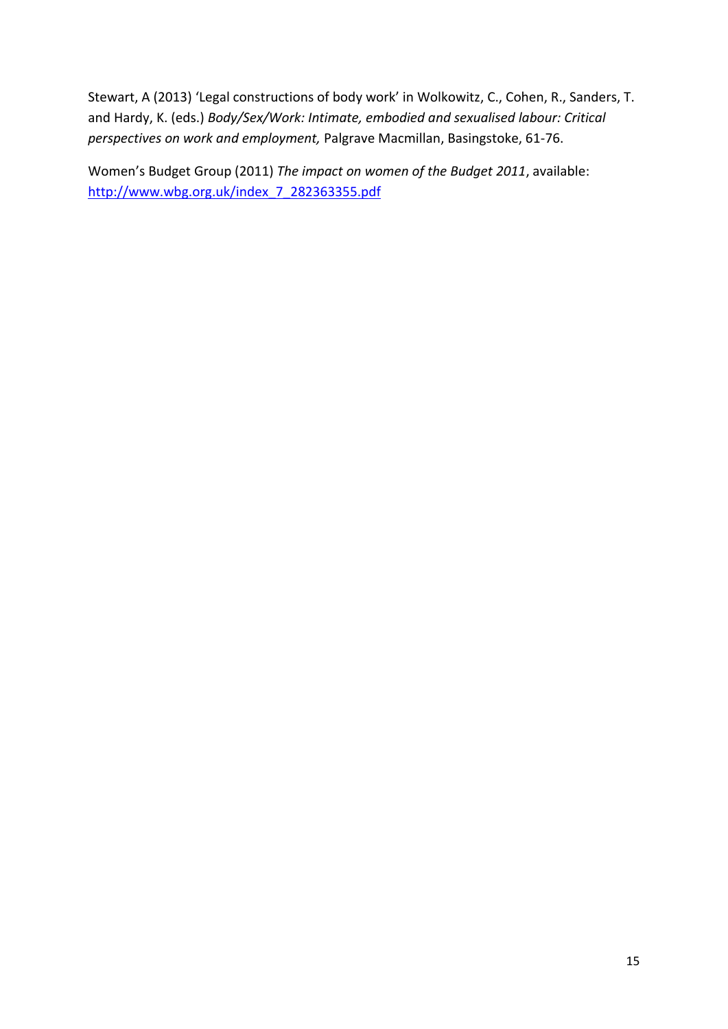Stewart, A (2013) 'Legal constructions of body work' in Wolkowitz, C., Cohen, R., Sanders, T. and Hardy, K. (eds.) *Body/Sex/Work: Intimate, embodied and sexualised labour: Critical perspectives on work and employment,* Palgrave Macmillan, Basingstoke, 61-76.

Women's Budget Group (2011) *The impact on women of the Budget 2011*, available: http://www.wbg.org.uk/index_7_282363355.pdf